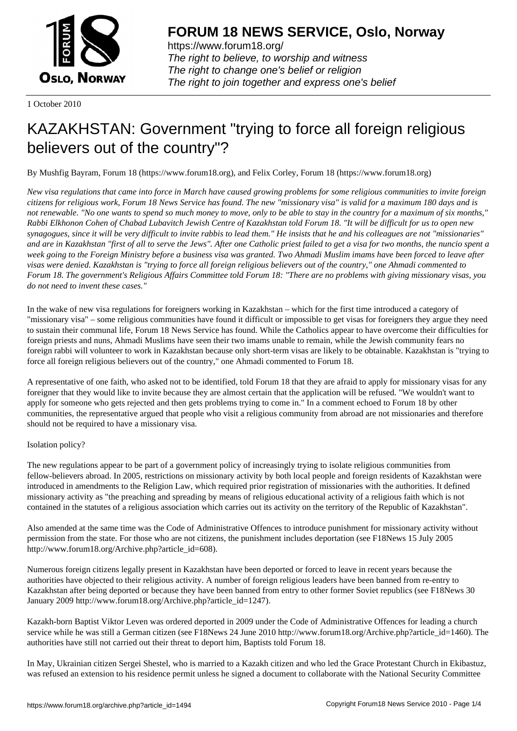# FORUM 18 NEWS SERVICE, Oslo, Norway

https://www.forum18.org/
*The right to believe, to worship and witness*
*The right to change one's belief or religion*
*The right to join together and express one's belief*

1 October 2010

# KAZAKHSTAN: Government "trying to force all foreign religious believers out of the country"?

By Mushfig Bayram, Forum 18 (https://www.forum18.org), and Felix Corley, Forum 18 (https://www.forum18.org)

*New visa regulations that came into force in March have caused growing problems for some religious communities to invite foreign citizens for religious work, Forum 18 News Service has found. The new "missionary visa" is valid for a maximum 180 days and is not renewable. "No one wants to spend so much money to move, only to be able to stay in the country for a maximum of six months," Rabbi Elkhonon Cohen of Chabad Lubavitch Jewish Centre of Kazakhstan told Forum 18. "It will be difficult for us to open new synagogues, since it will be very difficult to invite rabbis to lead them." He insists that he and his colleagues are not "missionaries" and are in Kazakhstan "first of all to serve the Jews". After one Catholic priest failed to get a visa for two months, the nuncio spent a week going to the Foreign Ministry before a business visa was granted. Two Ahmadi Muslim imams have been forced to leave after visas were denied. Kazakhstan is "trying to force all foreign religious believers out of the country," one Ahmadi commented to Forum 18. The government's Religious Affairs Committee told Forum 18: "There are no problems with giving missionary visas, you do not need to invent these cases."*

In the wake of new visa regulations for foreigners working in Kazakhstan – which for the first time introduced a category of "missionary visa" – some religious communities have found it difficult or impossible to get visas for foreigners they argue they need to sustain their communal life, Forum 18 News Service has found. While the Catholics appear to have overcome their difficulties for foreign priests and nuns, Ahmadi Muslims have seen their two imams unable to remain, while the Jewish community fears no foreign rabbi will volunteer to work in Kazakhstan because only short-term visas are likely to be obtainable. Kazakhstan is "trying to force all foreign religious believers out of the country," one Ahmadi commented to Forum 18.

A representative of one faith, who asked not to be identified, told Forum 18 that they are afraid to apply for missionary visas for any foreigner that they would like to invite because they are almost certain that the application will be refused. "We wouldn't want to apply for someone who gets rejected and then gets problems trying to come in." In a comment echoed to Forum 18 by other communities, the representative argued that people who visit a religious community from abroad are not missionaries and therefore should not be required to have a missionary visa.

Isolation policy?

The new regulations appear to be part of a government policy of increasingly trying to isolate religious communities from fellow-believers abroad. In 2005, restrictions on missionary activity by both local people and foreign residents of Kazakhstan were introduced in amendments to the Religion Law, which required prior registration of missionaries with the authorities. It defined missionary activity as "the preaching and spreading by means of religious educational activity of a religious faith which is not contained in the statutes of a religious association which carries out its activity on the territory of the Republic of Kazakhstan".

Also amended at the same time was the Code of Administrative Offences to introduce punishment for missionary activity without permission from the state. For those who are not citizens, the punishment includes deportation (see F18News 15 July 2005 http://www.forum18.org/Archive.php?article_id=608).

Numerous foreign citizens legally present in Kazakhstan have been deported or forced to leave in recent years because the authorities have objected to their religious activity. A number of foreign religious leaders have been banned from re-entry to Kazakhstan after being deported or because they have been banned from entry to other former Soviet republics (see F18News 30 January 2009 http://www.forum18.org/Archive.php?article_id=1247).

Kazakh-born Baptist Viktor Leven was ordered deported in 2009 under the Code of Administrative Offences for leading a church service while he was still a German citizen (see F18News 24 June 2010 http://www.forum18.org/Archive.php?article_id=1460). The authorities have still not carried out their threat to deport him, Baptists told Forum 18.

In May, Ukrainian citizen Sergei Shestel, who is married to a Kazakh citizen and who led the Grace Protestant Church in Ekibastuz, was refused an extension to his residence permit unless he signed a document to collaborate with the National Security Committee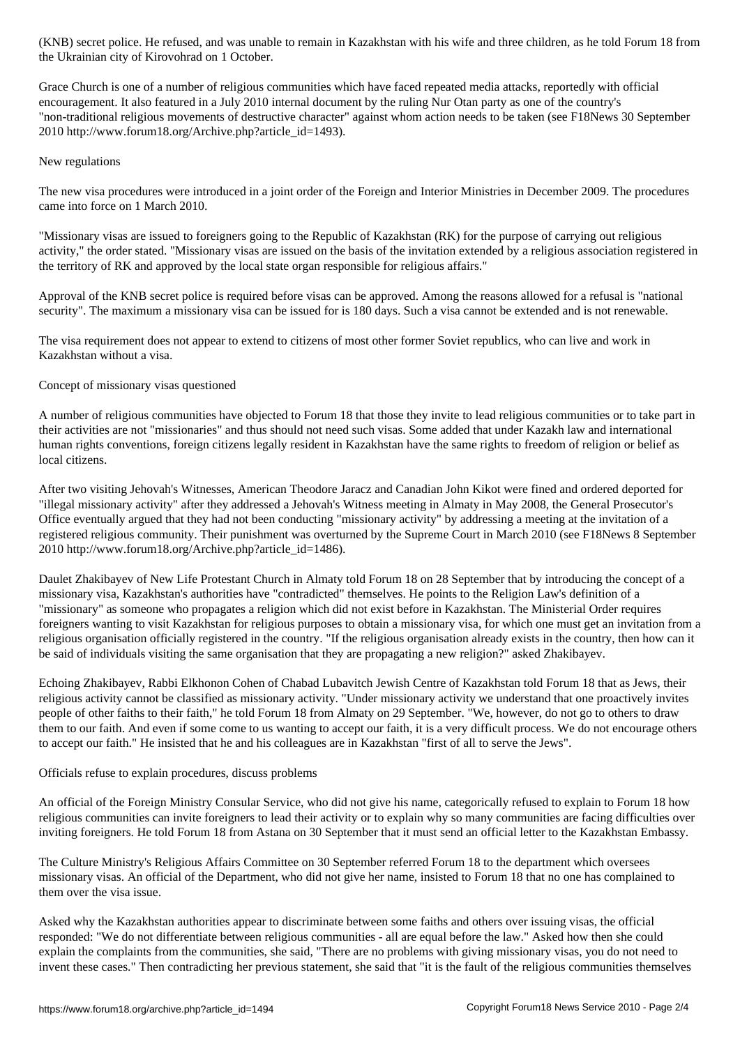(KNB) secret police. He refused, and was unable to remain in Kazakhstan with his wife and three children, as he told Forum 18 from the Ukrainian city of Kirovohrad on 1 October.

Grace Church is one of a number of religious communities which have faced repeated media attacks, reportedly with official encouragement. It also featured in a July 2010 internal document by the ruling Nur Otan party as one of the country's "non-traditional religious movements of destructive character" against whom action needs to be taken (see F18News 30 September 2010 http://www.forum18.org/Archive.php?article_id=1493).

## New regulations

The new visa procedures were introduced in a joint order of the Foreign and Interior Ministries in December 2009. The procedures came into force on 1 March 2010.

"Missionary visas are issued to foreigners going to the Republic of Kazakhstan (RK) for the purpose of carrying out religious activity," the order stated. "Missionary visas are issued on the basis of the invitation extended by a religious association registered in the territory of RK and approved by the local state organ responsible for religious affairs."

Approval of the KNB secret police is required before visas can be approved. Among the reasons allowed for a refusal is "national security". The maximum a missionary visa can be issued for is 180 days. Such a visa cannot be extended and is not renewable.

The visa requirement does not appear to extend to citizens of most other former Soviet republics, who can live and work in Kazakhstan without a visa.

## Concept of missionary visas questioned

A number of religious communities have objected to Forum 18 that those they invite to lead religious communities or to take part in their activities are not "missionaries" and thus should not need such visas. Some added that under Kazakh law and international human rights conventions, foreign citizens legally resident in Kazakhstan have the same rights to freedom of religion or belief as local citizens.

After two visiting Jehovah's Witnesses, American Theodore Jaracz and Canadian John Kikot were fined and ordered deported for "illegal missionary activity" after they addressed a Jehovah's Witness meeting in Almaty in May 2008, the General Prosecutor's Office eventually argued that they had not been conducting "missionary activity" by addressing a meeting at the invitation of a registered religious community. Their punishment was overturned by the Supreme Court in March 2010 (see F18News 8 September 2010 http://www.forum18.org/Archive.php?article_id=1486).

Daulet Zhakibayev of New Life Protestant Church in Almaty told Forum 18 on 28 September that by introducing the concept of a missionary visa, Kazakhstan's authorities have "contradicted" themselves. He points to the Religion Law's definition of a "missionary" as someone who propagates a religion which did not exist before in Kazakhstan. The Ministerial Order requires foreigners wanting to visit Kazakhstan for religious purposes to obtain a missionary visa, for which one must get an invitation from a religious organisation officially registered in the country. "If the religious organisation already exists in the country, then how can it be said of individuals visiting the same organisation that they are propagating a new religion?" asked Zhakibayev.

Echoing Zhakibayev, Rabbi Elkhonon Cohen of Chabad Lubavitch Jewish Centre of Kazakhstan told Forum 18 that as Jews, their religious activity cannot be classified as missionary activity. "Under missionary activity we understand that one proactively invites people of other faiths to their faith," he told Forum 18 from Almaty on 29 September. "We, however, do not go to others to draw them to our faith. And even if some come to us wanting to accept our faith, it is a very difficult process. We do not encourage others to accept our faith." He insisted that he and his colleagues are in Kazakhstan "first of all to serve the Jews".

## Officials refuse to explain procedures, discuss problems

An official of the Foreign Ministry Consular Service, who did not give his name, categorically refused to explain to Forum 18 how religious communities can invite foreigners to lead their activity or to explain why so many communities are facing difficulties over inviting foreigners. He told Forum 18 from Astana on 30 September that it must send an official letter to the Kazakhstan Embassy.

The Culture Ministry's Religious Affairs Committee on 30 September referred Forum 18 to the department which oversees missionary visas. An official of the Department, who did not give her name, insisted to Forum 18 that no one has complained to them over the visa issue.

Asked why the Kazakhstan authorities appear to discriminate between some faiths and others over issuing visas, the official responded: "We do not differentiate between religious communities - all are equal before the law." Asked how then she could explain the complaints from the communities, she said, "There are no problems with giving missionary visas, you do not need to invent these cases." Then contradicting her previous statement, she said that "it is the fault of the religious communities themselves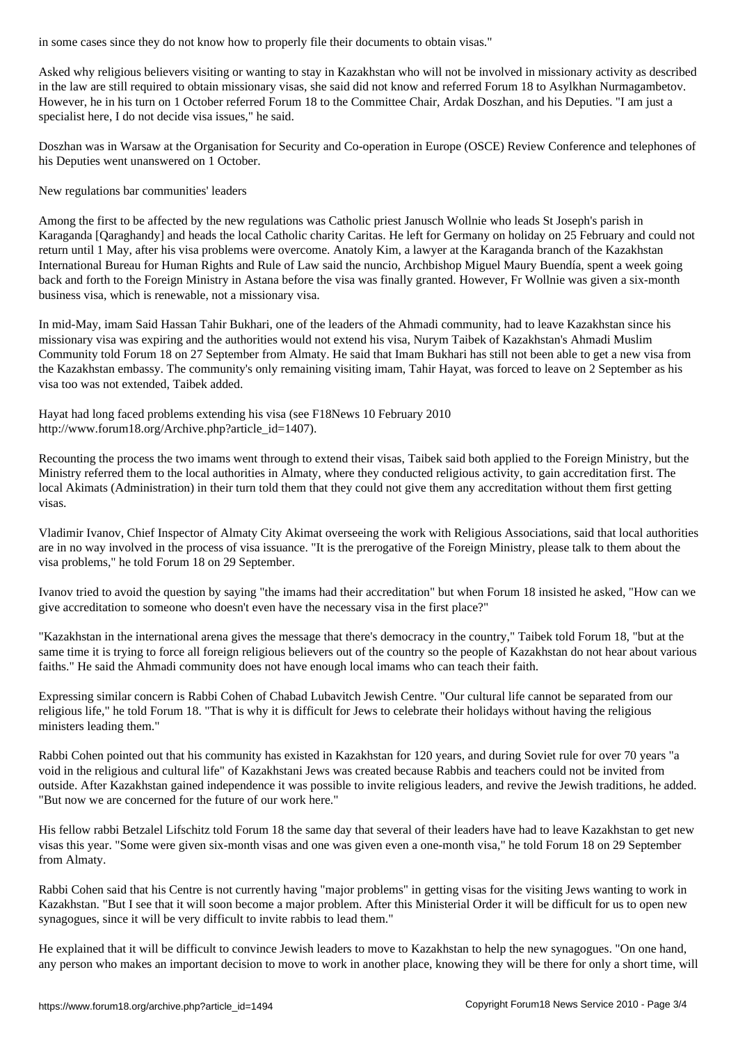in some cases since they do not know how to properly file their documents to obtain visas."

Asked why religious believers visiting or wanting to stay in Kazakhstan who will not be involved in missionary activity as described in the law are still required to obtain missionary visas, she said did not know and referred Forum 18 to Asylkhan Nurmagambetov. However, he in his turn on 1 October referred Forum 18 to the Committee Chair, Ardak Doszhan, and his Deputies. "I am just a specialist here, I do not decide visa issues," he said.

Doszhan was in Warsaw at the Organisation for Security and Co-operation in Europe (OSCE) Review Conference and telephones of his Deputies went unanswered on 1 October.

New regulations bar communities' leaders

Among the first to be affected by the new regulations was Catholic priest Janusch Wollnie who leads St Joseph's parish in Karaganda [Qaraghandy] and heads the local Catholic charity Caritas. He left for Germany on holiday on 25 February and could not return until 1 May, after his visa problems were overcome. Anatoly Kim, a lawyer at the Karaganda branch of the Kazakhstan International Bureau for Human Rights and Rule of Law said the nuncio, Archbishop Miguel Maury Buendía, spent a week going back and forth to the Foreign Ministry in Astana before the visa was finally granted. However, Fr Wollnie was given a six-month business visa, which is renewable, not a missionary visa.

In mid-May, imam Said Hassan Tahir Bukhari, one of the leaders of the Ahmadi community, had to leave Kazakhstan since his missionary visa was expiring and the authorities would not extend his visa, Nurym Taibek of Kazakhstan's Ahmadi Muslim Community told Forum 18 on 27 September from Almaty. He said that Imam Bukhari has still not been able to get a new visa from the Kazakhstan embassy. The community's only remaining visiting imam, Tahir Hayat, was forced to leave on 2 September as his visa too was not extended, Taibek added.

Hayat had long faced problems extending his visa (see F18News 10 February 2010 http://www.forum18.org/Archive.php?article_id=1407).

Recounting the process the two imams went through to extend their visas, Taibek said both applied to the Foreign Ministry, but the Ministry referred them to the local authorities in Almaty, where they conducted religious activity, to gain accreditation first. The local Akimats (Administration) in their turn told them that they could not give them any accreditation without them first getting visas.

Vladimir Ivanov, Chief Inspector of Almaty City Akimat overseeing the work with Religious Associations, said that local authorities are in no way involved in the process of visa issuance. "It is the prerogative of the Foreign Ministry, please talk to them about the visa problems," he told Forum 18 on 29 September.

Ivanov tried to avoid the question by saying "the imams had their accreditation" but when Forum 18 insisted he asked, "How can we give accreditation to someone who doesn't even have the necessary visa in the first place?"

"Kazakhstan in the international arena gives the message that there's democracy in the country," Taibek told Forum 18, "but at the same time it is trying to force all foreign religious believers out of the country so the people of Kazakhstan do not hear about various faiths." He said the Ahmadi community does not have enough local imams who can teach their faith.

Expressing similar concern is Rabbi Cohen of Chabad Lubavitch Jewish Centre. "Our cultural life cannot be separated from our religious life," he told Forum 18. "That is why it is difficult for Jews to celebrate their holidays without having the religious ministers leading them."

Rabbi Cohen pointed out that his community has existed in Kazakhstan for 120 years, and during Soviet rule for over 70 years "a void in the religious and cultural life" of Kazakhstani Jews was created because Rabbis and teachers could not be invited from outside. After Kazakhstan gained independence it was possible to invite religious leaders, and revive the Jewish traditions, he added. "But now we are concerned for the future of our work here."

His fellow rabbi Betzalel Lifschitz told Forum 18 the same day that several of their leaders have had to leave Kazakhstan to get new visas this year. "Some were given six-month visas and one was given even a one-month visa," he told Forum 18 on 29 September from Almaty.

Rabbi Cohen said that his Centre is not currently having "major problems" in getting visas for the visiting Jews wanting to work in Kazakhstan. "But I see that it will soon become a major problem. After this Ministerial Order it will be difficult for us to open new synagogues, since it will be very difficult to invite rabbis to lead them."

He explained that it will be difficult to convince Jewish leaders to move to Kazakhstan to help the new synagogues. "On one hand, any person who makes an important decision to move to work in another place, knowing they will be there for only a short time, will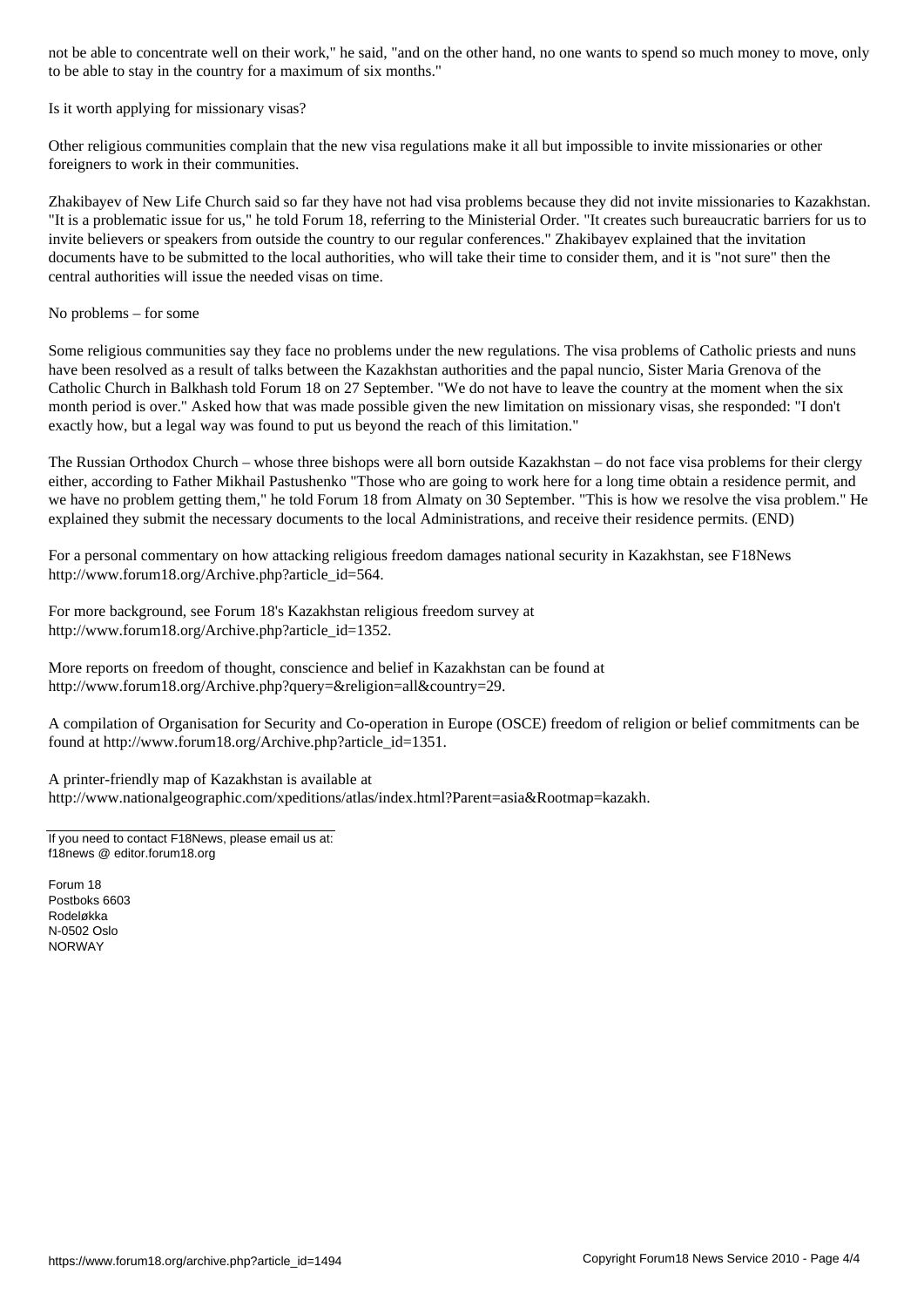not be able to concentrate well on their work," he said, "and on the other hand, no one wants to spend so much money to move, only to be able to stay in the country for a maximum of six months."

Is it worth applying for missionary visas?

Other religious communities complain that the new visa regulations make it all but impossible to invite missionaries or other foreigners to work in their communities.

Zhakibayev of New Life Church said so far they have not had visa problems because they did not invite missionaries to Kazakhstan. "It is a problematic issue for us," he told Forum 18, referring to the Ministerial Order. "It creates such bureaucratic barriers for us to invite believers or speakers from outside the country to our regular conferences." Zhakibayev explained that the invitation documents have to be submitted to the local authorities, who will take their time to consider them, and it is "not sure" then the central authorities will issue the needed visas on time.

No problems – for some

Some religious communities say they face no problems under the new regulations. The visa problems of Catholic priests and nuns have been resolved as a result of talks between the Kazakhstan authorities and the papal nuncio, Sister Maria Grenova of the Catholic Church in Balkhash told Forum 18 on 27 September. "We do not have to leave the country at the moment when the six month period is over." Asked how that was made possible given the new limitation on missionary visas, she responded: "I don't exactly how, but a legal way was found to put us beyond the reach of this limitation."

The Russian Orthodox Church – whose three bishops were all born outside Kazakhstan – do not face visa problems for their clergy either, according to Father Mikhail Pastushenko "Those who are going to work here for a long time obtain a residence permit, and we have no problem getting them," he told Forum 18 from Almaty on 30 September. "This is how we resolve the visa problem." He explained they submit the necessary documents to the local Administrations, and receive their residence permits. (END)

For a personal commentary on how attacking religious freedom damages national security in Kazakhstan, see F18News http://www.forum18.org/Archive.php?article_id=564.

For more background, see Forum 18's Kazakhstan religious freedom survey at http://www.forum18.org/Archive.php?article_id=1352.

More reports on freedom of thought, conscience and belief in Kazakhstan can be found at http://www.forum18.org/Archive.php?query=&religion=all&country=29.

A compilation of Organisation for Security and Co-operation in Europe (OSCE) freedom of religion or belief commitments can be found at http://www.forum18.org/Archive.php?article_id=1351.

A printer-friendly map of Kazakhstan is available at http://www.nationalgeographic.com/xpeditions/atlas/index.html?Parent=asia&Rootmap=kazakh.

If you need to contact F18News, please email us at:
f18news @ editor.forum18.org

Forum 18
Postboks 6603
Rodeløkka
N-0502 Oslo
NORWAY